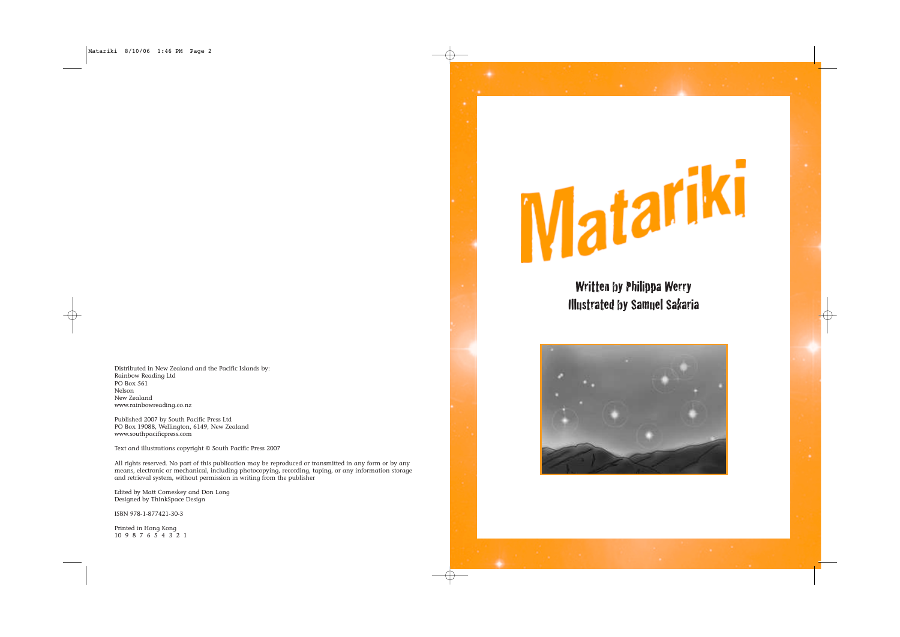Distributed in New Zealand and the Pacific Islands by:
Rainbow Reading Ltd
PO Box 561
Nelson
New Zealand
www.rainbowreading.co.nz

Published 2007 by South Pacific Press Ltd
PO Box 19088, Wellington, 6149, New Zealand
www.southpacificpress.com

Text and illustrations copyright © South Pacific Press 2007

All rights reserved. No part of this publication may be reproduced or transmitted in any form or by any means, electronic or mechanical, including photocopying, recording, taping, or any information storage and retrieval system, without permission in writing from the publisher

Edited by Matt Comeskey and Don Long
Designed by ThinkSpace Design

ISBN 978-1-877421-30-3

Printed in Hong Kong
10 9 8 7 6 5 4 3 2 1

# Matariki

Written by Philippa Werry
Illustrated by Samuel Sakaria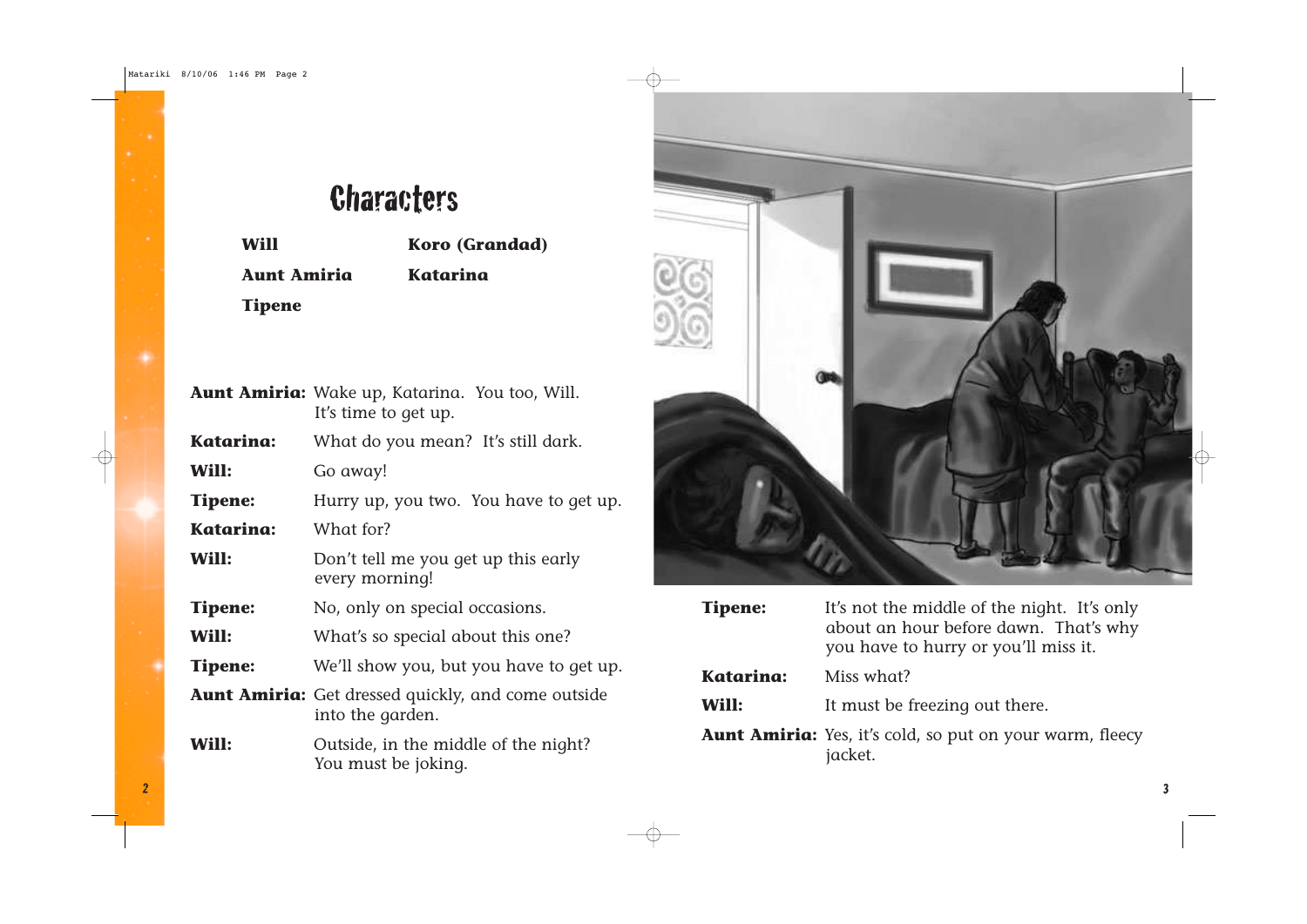# Characters

**Will**

**Koro (Grandad)**

**Aunt Amiria**

**Katarina**

**Tipene**

**Aunt Amiria:** Wake up, Katarina. You too, Will. It's time to get up.

**Katarina:** What do you mean? It's still dark.

**Will:** Go away!

**Tipene:** Hurry up, you two. You have to get up.

**Katarina:** What for?

**Will:** Don't tell me you get up this early every morning!

**Tipene:** No, only on special occasions.

**Will:** What's so special about this one?

**Tipene:** We'll show you, but you have to get up.

**Aunt Amiria:** Get dressed quickly, and come outside into the garden.

**Will:** Outside, in the middle of the night? You must be joking.

**Tipene:** It's not the middle of the night. It's only about an hour before dawn. That's why you have to hurry or you'll miss it.

**Katarina:** Miss what?

**Will:** It must be freezing out there.

**Aunt Amiria:** Yes, it's cold, so put on your warm, fleecy jacket.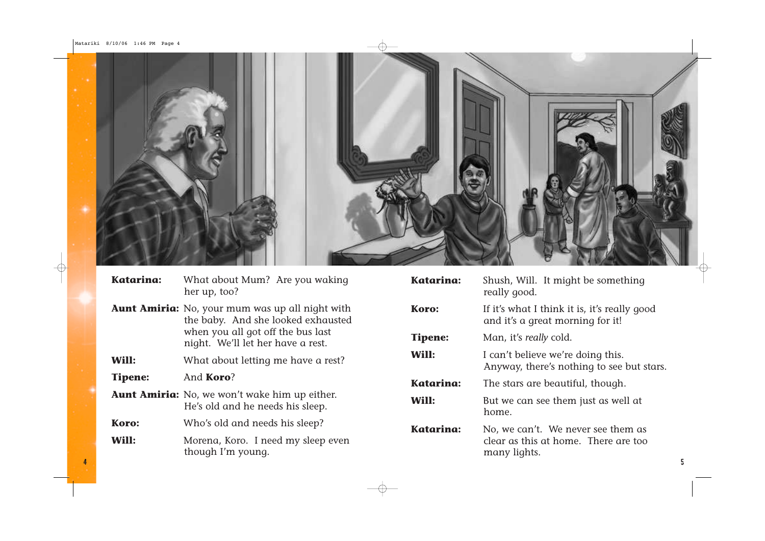**Katarina:** What about Mum? Are you waking her up, too?

**Aunt Amiria:** No, your mum was up all night with the baby. And she looked exhausted when you all got off the bus last night. We'll let her have a rest.

**Will:** What about letting me have a rest?

**Tipene:** And **Koro**?

**Aunt Amiria:** No, we won't wake him up either. He's old and he needs his sleep.

**Koro:** Who's old and needs his sleep?

**Will:** Morena, Koro. I need my sleep even though I'm young.

**Katarina:** Shush, Will. It might be something really good.

**Koro:** If it's what I think it is, it's really good and it's a great morning for it!

**Tipene:** Man, it's *really* cold.

**Will:** I can't believe we're doing this. Anyway, there's nothing to see but stars.

**Katarina:** The stars are beautiful, though.

**Will:** But we can see them just as well at home.

**Katarina:** No, we can't. We never see them as clear as this at home. There are too many lights.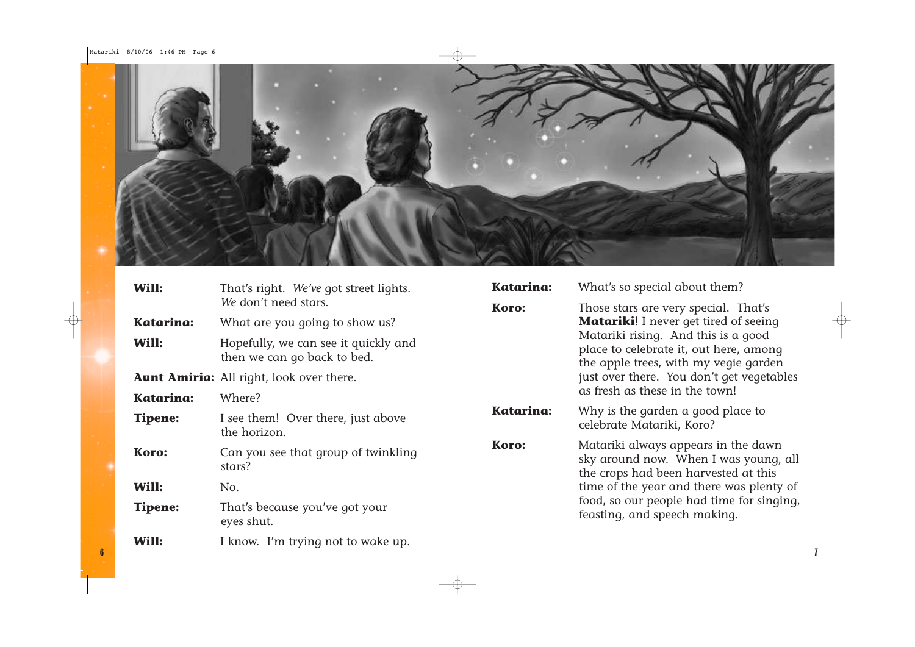**Will:** That's right. *We've* got street lights. *We* don't need stars.

**Katarina:** What are you going to show us?

**Will:** Hopefully, we can see it quickly and then we can go back to bed.

**Aunt Amiria:** All right, look over there.

**Katarina:** Where?

**Tipene:** I see them! Over there, just above the horizon.

**Koro:** Can you see that group of twinkling stars?

**Will:** No.

**Tipene:** That's because you've got your eyes shut.

**Will:** I know. I'm trying not to wake up.

**Katarina:** What's so special about them?

**Koro:** Those stars are very special. That's **Matariki**! I never get tired of seeing Matariki rising. And this is a good place to celebrate it, out here, among the apple trees, with my vegie garden just over there. You don't get vegetables as fresh as these in the town!

**Katarina:** Why is the garden a good place to celebrate Matariki, Koro?

**Koro:** Matariki always appears in the dawn sky around now. When I was young, all the crops had been harvested at this time of the year and there was plenty of food, so our people had time for singing, feasting, and speech making.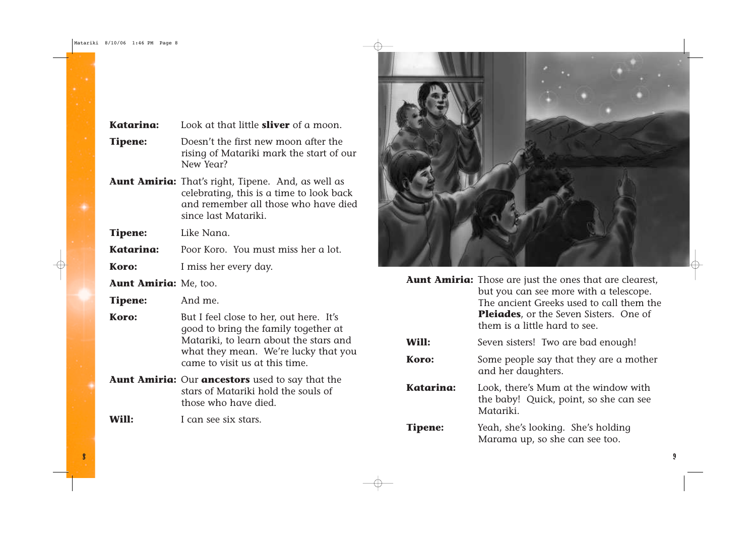**Katarina:** Look at that little **sliver** of a moon.

**Tipene:** Doesn't the first new moon after the rising of Matariki mark the start of our New Year?

**Aunt Amiria:** That's right, Tipene. And, as well as celebrating, this is a time to look back and remember all those who have died since last Matariki.

**Tipene:** Like Nana.

**Katarina:** Poor Koro. You must miss her a lot.

**Koro:** I miss her every day.

**Aunt Amiria:** Me, too.

**Tipene:** And me.

**Koro:** But I feel close to her, out here. It's good to bring the family together at Matariki, to learn about the stars and what they mean. We're lucky that you came to visit us at this time.

**Aunt Amiria:** Our **ancestors** used to say that the stars of Matariki hold the souls of those who have died.

**Will:** I can see six stars.

**Aunt Amiria:** Those are just the ones that are clearest, but you can see more with a telescope. The ancient Greeks used to call them the **Pleiades**, or the Seven Sisters. One of them is a little hard to see.

**Will:** Seven sisters! Two are bad enough!

**Koro:** Some people say that they are a mother and her daughters.

**Katarina:** Look, there's Mum at the window with the baby! Quick, point, so she can see Matariki.

**Tipene:** Yeah, she's looking. She's holding Marama up, so she can see too.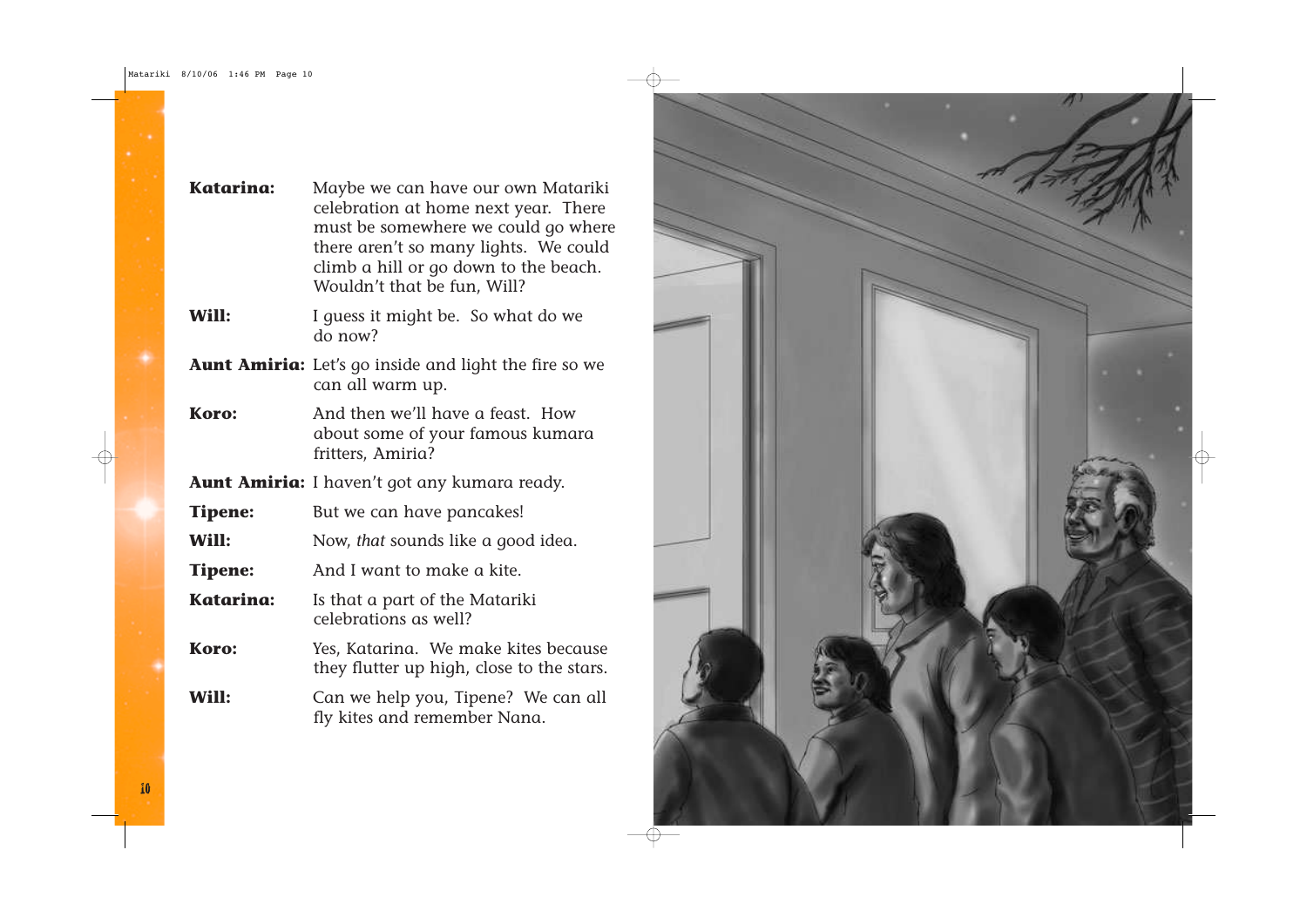**Katarina:** Maybe we can have our own Matariki celebration at home next year. There must be somewhere we could go where there aren't so many lights. We could climb a hill or go down to the beach. Wouldn't that be fun, Will?

**Will:** I guess it might be. So what do we do now?

**Aunt Amiria:** Let's go inside and light the fire so we can all warm up.

**Koro:** And then we'll have a feast. How about some of your famous kumara fritters, Amiria?

**Aunt Amiria:** I haven't got any kumara ready.

**Tipene:** But we can have pancakes!

**Will:** Now, *that* sounds like a good idea.

**Tipene:** And I want to make a kite.

**Katarina:** Is that a part of the Matariki celebrations as well?

**Koro:** Yes, Katarina. We make kites because they flutter up high, close to the stars.

**Will:** Can we help you, Tipene? We can all fly kites and remember Nana.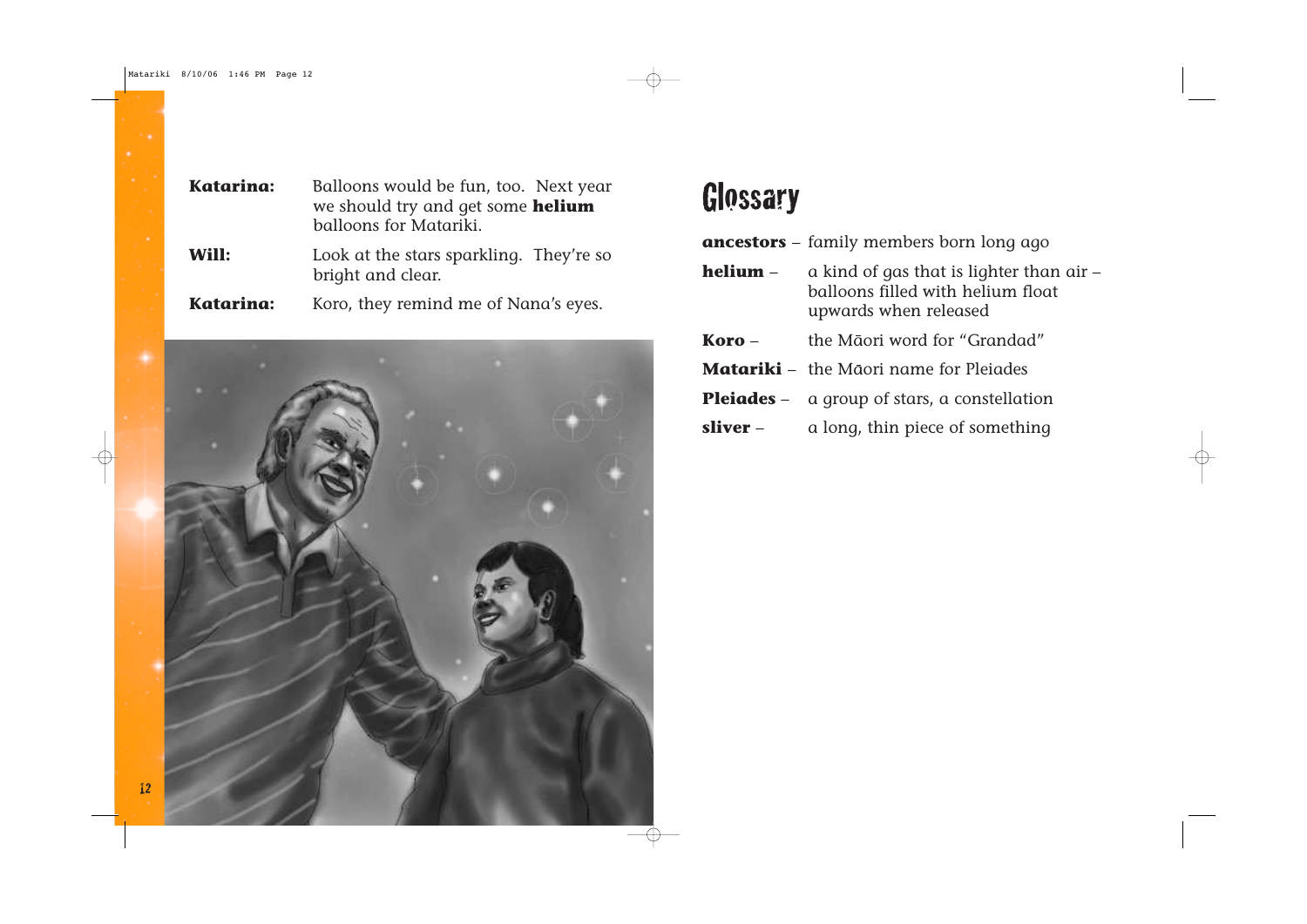**Katarina:** Balloons would be fun, too. Next year we should try and get some **helium** balloons for Matariki.

**Will:** Look at the stars sparkling. They're so bright and clear.

**Katarina:** Koro, they remind me of Nana's eyes.

# Glossary

**ancestors** – family members born long ago

**helium** – a kind of gas that is lighter than air – balloons filled with helium float upwards when released

**Koro** – the Māori word for "Grandad"

**Matariki** – the Māori name for Pleiades

**Pleiades** – a group of stars, a constellation

**sliver** – a long, thin piece of something